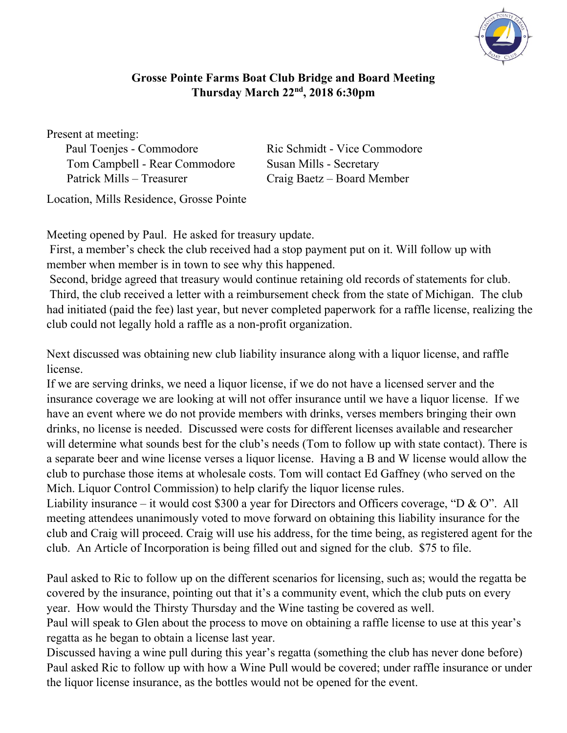# Grosse Pointe Farms Boat Club Bridge and Board Meeting
## Thursday March 22nd, 2018 6:30pm

Present at meeting:

- Paul Toenjes - Commodore
- Ric Schmidt - Vice Commodore
- Tom Campbell - Rear Commodore
- Susan Mills - Secretary
- Patrick Mills – Treasurer
- Craig Baetz – Board Member

Location, Mills Residence, Grosse Pointe

Meeting opened by Paul. He asked for treasury update.
First, a member's check the club received had a stop payment put on it. Will follow up with member when member is in town to see why this happened.
Second, bridge agreed that treasury would continue retaining old records of statements for club.
Third, the club received a letter with a reimbursement check from the state of Michigan. The club had initiated (paid the fee) last year, but never completed paperwork for a raffle license, realizing the club could not legally hold a raffle as a non-profit organization.

Next discussed was obtaining new club liability insurance along with a liquor license, and raffle license.
If we are serving drinks, we need a liquor license, if we do not have a licensed server and the insurance coverage we are looking at will not offer insurance until we have a liquor license. If we have an event where we do not provide members with drinks, verses members bringing their own drinks, no license is needed. Discussed were costs for different licenses available and researcher will determine what sounds best for the club's needs (Tom to follow up with state contact). There is a separate beer and wine license verses a liquor license. Having a B and W license would allow the club to purchase those items at wholesale costs. Tom will contact Ed Gaffney (who served on the Mich. Liquor Control Commission) to help clarify the liquor license rules.
Liability insurance – it would cost $300 a year for Directors and Officers coverage, "D & O". All meeting attendees unanimously voted to move forward on obtaining this liability insurance for the club and Craig will proceed. Craig will use his address, for the time being, as registered agent for the club. An Article of Incorporation is being filled out and signed for the club. $75 to file.

Paul asked to Ric to follow up on the different scenarios for licensing, such as; would the regatta be covered by the insurance, pointing out that it's a community event, which the club puts on every year. How would the Thirsty Thursday and the Wine tasting be covered as well.
Paul will speak to Glen about the process to move on obtaining a raffle license to use at this year's regatta as he began to obtain a license last year.
Discussed having a wine pull during this year's regatta (something the club has never done before) Paul asked Ric to follow up with how a Wine Pull would be covered; under raffle insurance or under the liquor license insurance, as the bottles would not be opened for the event.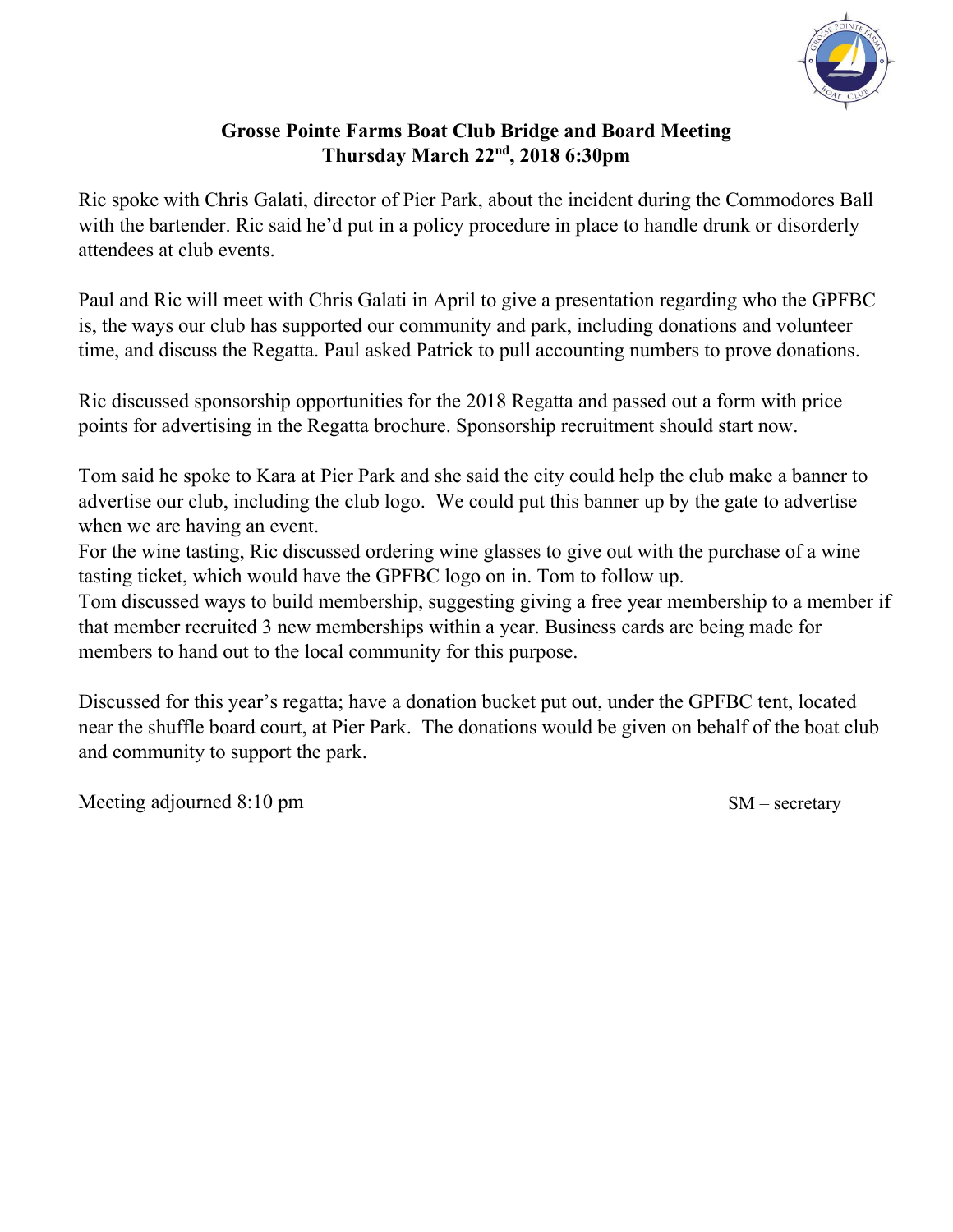**Grosse Pointe Farms Boat Club Bridge and Board Meeting**
**Thursday March 22nd, 2018 6:30pm**

Ric spoke with Chris Galati, director of Pier Park, about the incident during the Commodores Ball with the bartender. Ric said he'd put in a policy procedure in place to handle drunk or disorderly attendees at club events.

Paul and Ric will meet with Chris Galati in April to give a presentation regarding who the GPFBC is, the ways our club has supported our community and park, including donations and volunteer time, and discuss the Regatta. Paul asked Patrick to pull accounting numbers to prove donations.

Ric discussed sponsorship opportunities for the 2018 Regatta and passed out a form with price points for advertising in the Regatta brochure. Sponsorship recruitment should start now.

Tom said he spoke to Kara at Pier Park and she said the city could help the club make a banner to advertise our club, including the club logo. We could put this banner up by the gate to advertise when we are having an event.
For the wine tasting, Ric discussed ordering wine glasses to give out with the purchase of a wine tasting ticket, which would have the GPFBC logo on in. Tom to follow up.
Tom discussed ways to build membership, suggesting giving a free year membership to a member if that member recruited 3 new memberships within a year. Business cards are being made for members to hand out to the local community for this purpose.

Discussed for this year's regatta; have a donation bucket put out, under the GPFBC tent, located near the shuffle board court, at Pier Park. The donations would be given on behalf of the boat club and community to support the park.

Meeting adjourned 8:10 pm

SM – secretary